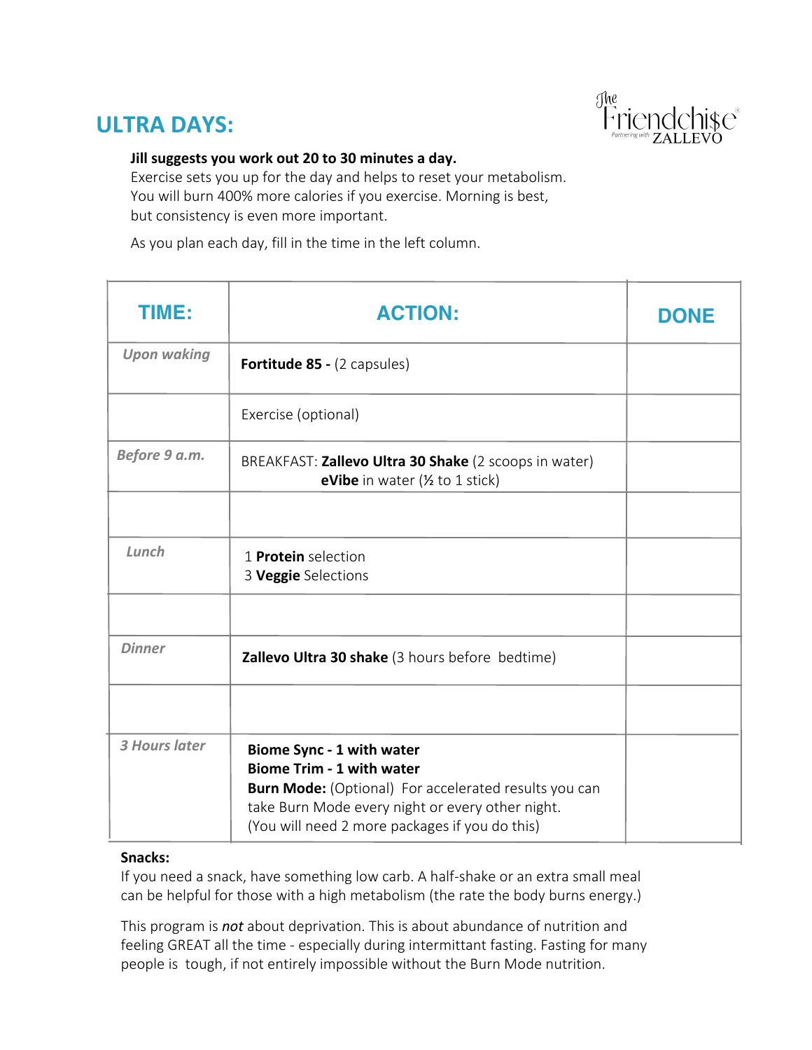# ULTRA DAYS:

**Jill suggests you work out 20 to 30 minutes a day.**
Exercise sets you up for the day and helps to reset your metabolism. You will burn 400% more calories if you exercise. Morning is best, but consistency is even more important.

As you plan each day, fill in the time in the left column.

| TIME: | ACTION: | DONE |
|---|---|---|
| *Upon waking* | **Fortitude 85 -** (2 capsules) | |
| | Exercise (optional) | |
| *Before 9 a.m.* | BREAKFAST: **Zallevo Ultra 30 Shake** (2 scoops in water)<br>**eVibe** in water (½ to 1 stick) | |
| | | |
| *Lunch* | 1 **Protein** selection<br>3 **Veggie** Selections | |
| | | |
| *Dinner* | **Zallevo Ultra 30 shake** (3 hours before bedtime) | |
| | | |
| *3 Hours later* | **Biome Sync - 1 with water**<br>**Biome Trim - 1 with water**<br>**Burn Mode:** (Optional) For accelerated results you can take Burn Mode every night or every other night. (You will need 2 more packages if you do this) | |

**Snacks:**
If you need a snack, have something low carb. A half-shake or an extra small meal can be helpful for those with a high metabolism (the rate the body burns energy.)

This program is ***not*** about deprivation. This is about abundance of nutrition and feeling GREAT all the time - especially during intermittant fasting. Fasting for many people is tough, if not entirely impossible without the Burn Mode nutrition.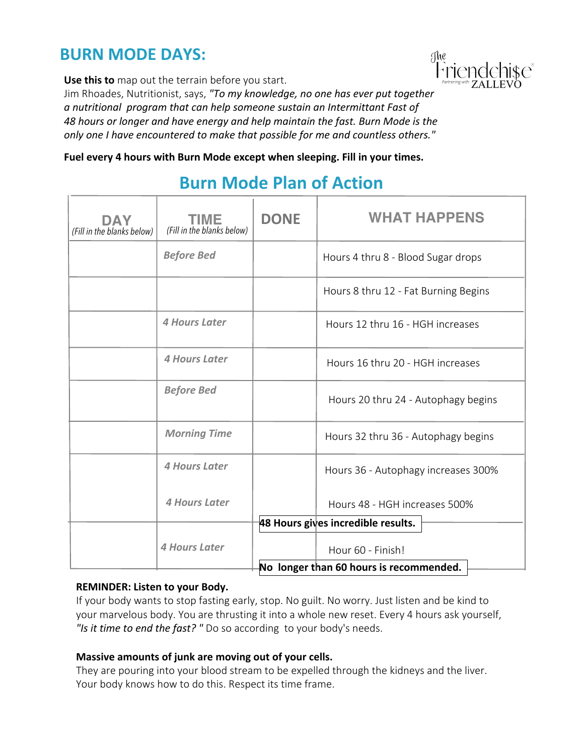# BURN MODE DAYS:

**Use this to** map out the terrain before you start.
Jim Rhoades, Nutritionist, says, *"To my knowledge, no one has ever put together a nutritional program that can help someone sustain an Intermittant Fast of 48 hours or longer and have energy and help maintain the fast. Burn Mode is the only one I have encountered to make that possible for me and countless others."*

**Fuel every 4 hours with Burn Mode except when sleeping. Fill in your times.**

## Burn Mode Plan of Action

| DAY (Fill in the blanks below) | TIME (Fill in the blanks below) | DONE | WHAT HAPPENS |
|---|---|---|---|
| | *Before Bed* | | Hours 4 thru 8 - Blood Sugar drops |
| | | | Hours 8 thru 12 - Fat Burning Begins |
| | *4 Hours Later* | | Hours 12 thru 16 - HGH increases |
| | *4 Hours Later* | | Hours 16 thru 20 - HGH increases |
| | *Before Bed* | | Hours 20 thru 24 - Autophagy begins |
| | *Morning Time* | | Hours 32 thru 36 - Autophagy begins |
| | *4 Hours Later* | | Hours 36 - Autophagy increases 300% |
| | *4 Hours Later* | | Hours 48 - HGH increases 500% |
| | | **48 Hours gives incredible results.** | |
| | *4 Hours Later* | | Hour 60 - Finish! |
| | | **No longer than 60 hours is recommended.** | |

**REMINDER: Listen to your Body.**
If your body wants to stop fasting early, stop. No guilt. No worry. Just listen and be kind to your marvelous body. You are thrusting it into a whole new reset. Every 4 hours ask yourself, *"Is it time to end the fast? "* Do so according to your body's needs.

**Massive amounts of junk are moving out of your cells.**
They are pouring into your blood stream to be expelled through the kidneys and the liver. Your body knows how to do this. Respect its time frame.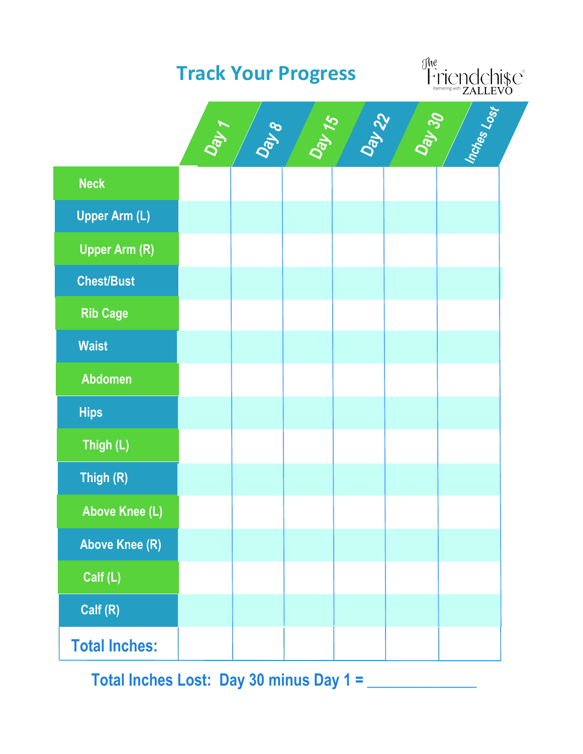# Track Your Progress

The Friendchise
Partnering with ZALLEVO

| | Day 1 | Day 8 | Day 15 | Day 22 | Day 30 | Inches Lost |
|---|---|---|---|---|---|---|
| Neck | | | | | | |
| Upper Arm (L) | | | | | | |
| Upper Arm (R) | | | | | | |
| Chest/Bust | | | | | | |
| Rib Cage | | | | | | |
| Waist | | | | | | |
| Abdomen | | | | | | |
| Hips | | | | | | |
| Thigh (L) | | | | | | |
| Thigh (R) | | | | | | |
| Above Knee (L) | | | | | | |
| Above Knee (R) | | | | | | |
| Calf (L) | | | | | | |
| Calf (R) | | | | | | |
| **Total Inches:** | | | | | | |

**Total Inches Lost: Day 30 minus Day 1 = ______________**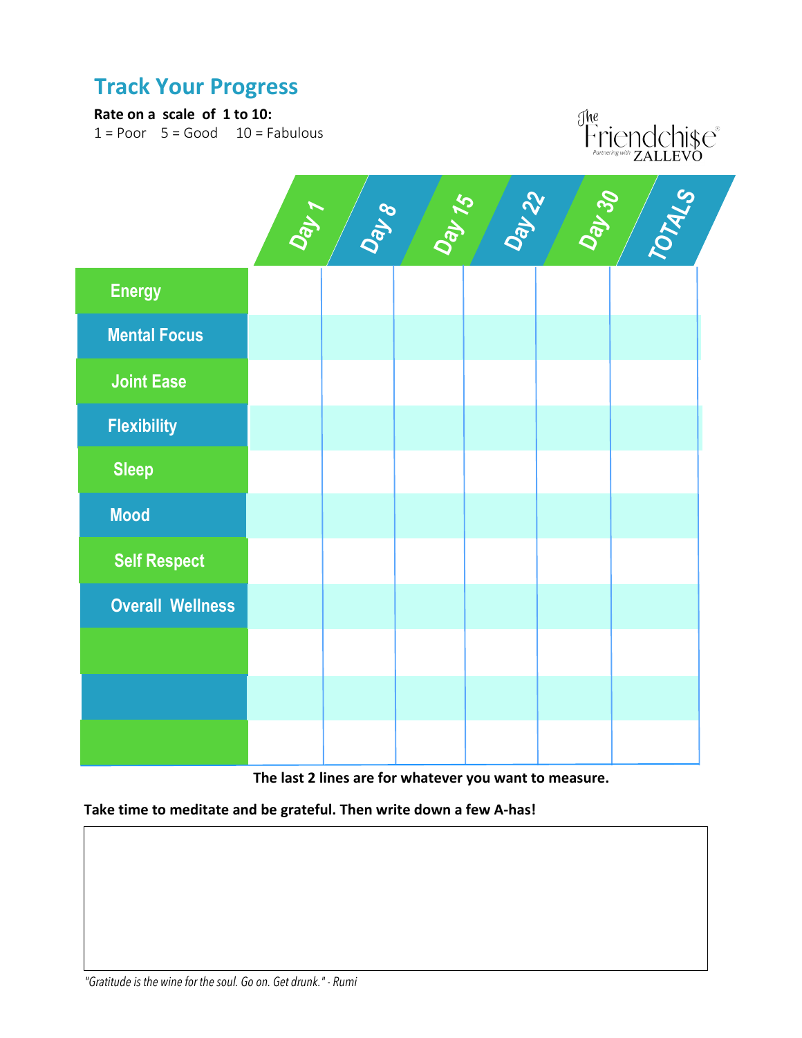# Track Your Progress

**Rate on a scale of 1 to 10:**
1 = Poor 5 = Good 10 = Fabulous

The Friendchi$e Partnering with ZALLEVO

| | Day 1 | Day 8 | Day 15 | Day 22 | Day 30 | TOTALS |
|---|---|---|---|---|---|---|
| Energy | | | | | | |
| Mental Focus | | | | | | |
| Joint Ease | | | | | | |
| Flexibility | | | | | | |
| Sleep | | | | | | |
| Mood | | | | | | |
| Self Respect | | | | | | |
| Overall Wellness | | | | | | |
| | | | | | | |
| | | | | | | |
| | | | | | | |

**The last 2 lines are for whatever you want to measure.**

**Take time to meditate and be grateful. Then write down a few A-has!**

*"Gratitude is the wine for the soul. Go on. Get drunk." - Rumi*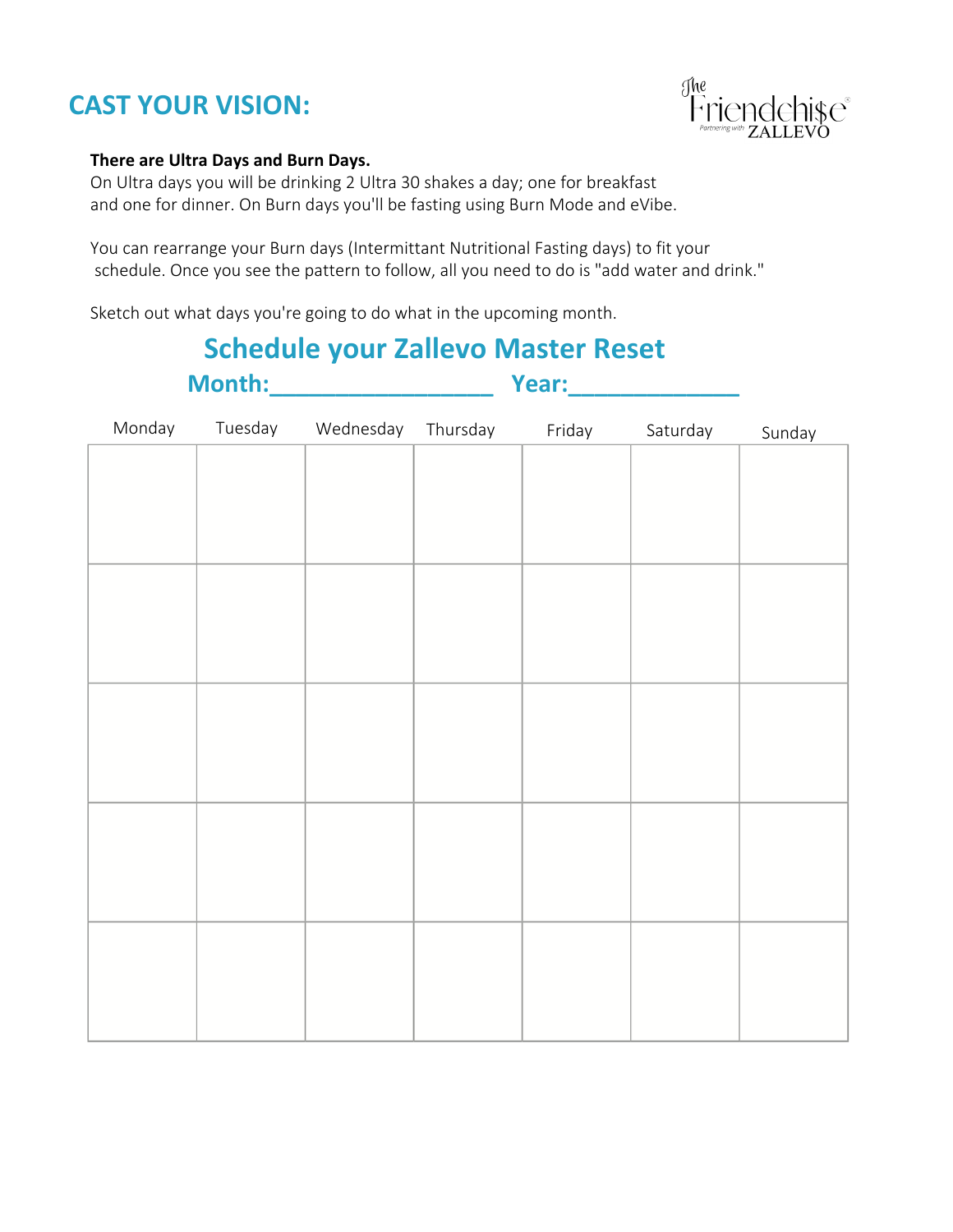# CAST YOUR VISION:

The Friendchi$e
Partnering with ZALLEVO

**There are Ultra Days and Burn Days.**
On Ultra days you will be drinking 2 Ultra 30 shakes a day; one for breakfast and one for dinner. On Burn days you'll be fasting using Burn Mode and eVibe.

You can rearrange your Burn days (Intermittant Nutritional Fasting days) to fit your schedule. Once you see the pattern to follow, all you need to do is "add water and drink."

Sketch out what days you're going to do what in the upcoming month.

## Schedule your Zallevo Master Reset

**Month:_________________ Year:_____________**

| Monday | Tuesday | Wednesday | Thursday | Friday | Saturday | Sunday |
|---|---|---|---|---|---|---|
| | | | | | | |
| | | | | | | |
| | | | | | | |
| | | | | | | |
| | | | | | | |